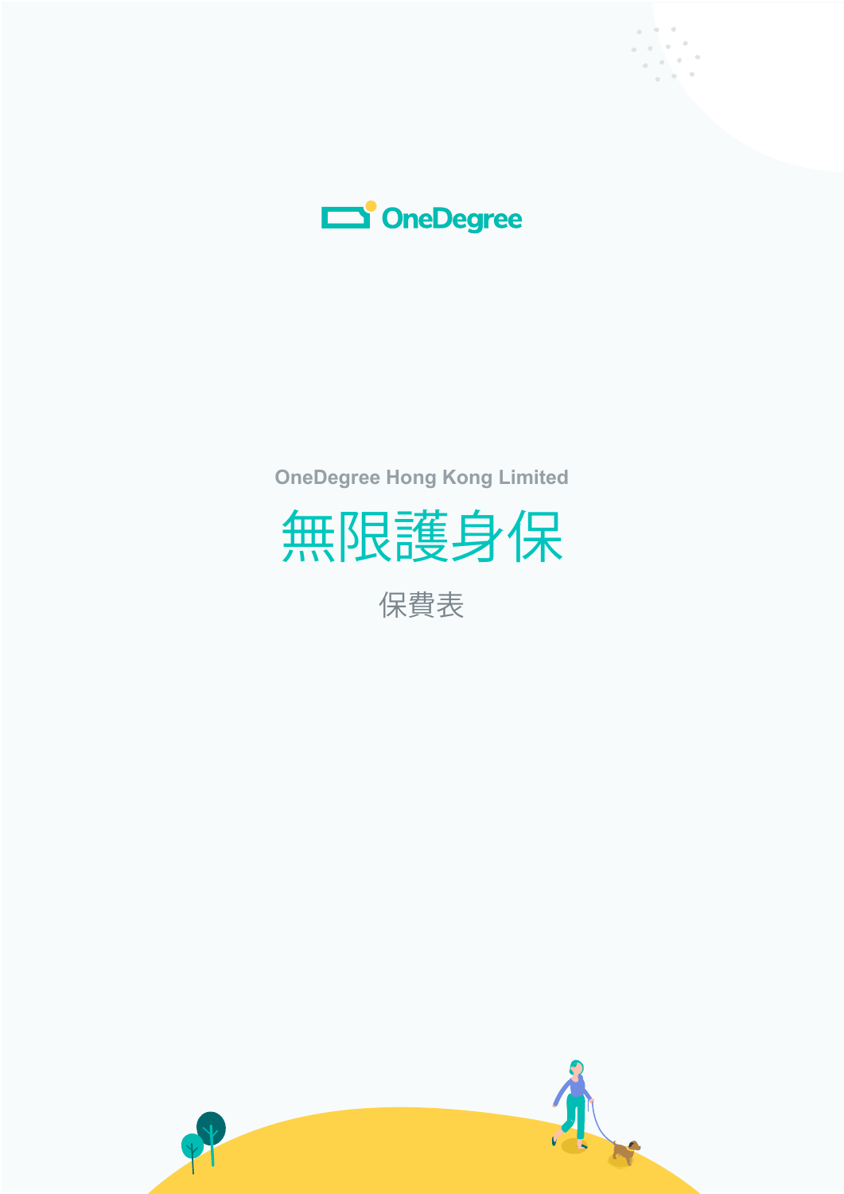OneDegree

OneDegree Hong Kong Limited

# 無限護身保

## 保費表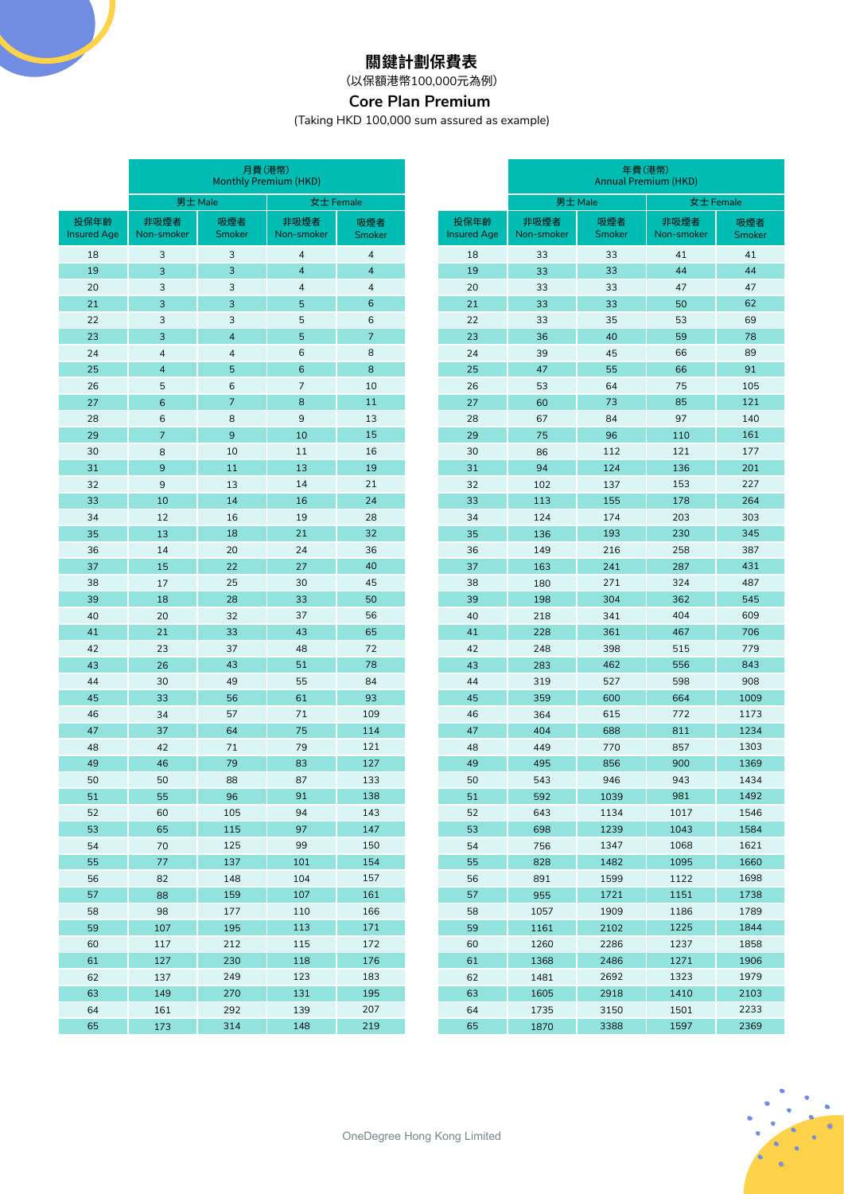## 關鍵計劃保費表

(以保額港幣100,000元為例)

## Core Plan Premium

(Taking HKD 100,000 sum assured as example)

| | 月費(港幣) Monthly Premium (HKD) | | | |
|---|---|---|---|---|
| | 男士 Male | | 女士 Female | |
| 投保年齡 Insured Age | 非吸煙者 Non-smoker | 吸煙者 Smoker | 非吸煙者 Non-smoker | 吸煙者 Smoker |
| 18 | 3 | 3 | 4 | 4 |
| 19 | 3 | 3 | 4 | 4 |
| 20 | 3 | 3 | 4 | 4 |
| 21 | 3 | 3 | 5 | 6 |
| 22 | 3 | 3 | 5 | 6 |
| 23 | 3 | 4 | 5 | 7 |
| 24 | 4 | 4 | 6 | 8 |
| 25 | 4 | 5 | 6 | 8 |
| 26 | 5 | 6 | 7 | 10 |
| 27 | 6 | 7 | 8 | 11 |
| 28 | 6 | 8 | 9 | 13 |
| 29 | 7 | 9 | 10 | 15 |
| 30 | 8 | 10 | 11 | 16 |
| 31 | 9 | 11 | 13 | 19 |
| 32 | 9 | 13 | 14 | 21 |
| 33 | 10 | 14 | 16 | 24 |
| 34 | 12 | 16 | 19 | 28 |
| 35 | 13 | 18 | 21 | 32 |
| 36 | 14 | 20 | 24 | 36 |
| 37 | 15 | 22 | 27 | 40 |
| 38 | 17 | 25 | 30 | 45 |
| 39 | 18 | 28 | 33 | 50 |
| 40 | 20 | 32 | 37 | 56 |
| 41 | 21 | 33 | 43 | 65 |
| 42 | 23 | 37 | 48 | 72 |
| 43 | 26 | 43 | 51 | 78 |
| 44 | 30 | 49 | 55 | 84 |
| 45 | 33 | 56 | 61 | 93 |
| 46 | 34 | 57 | 71 | 109 |
| 47 | 37 | 64 | 75 | 114 |
| 48 | 42 | 71 | 79 | 121 |
| 49 | 46 | 79 | 83 | 127 |
| 50 | 50 | 88 | 87 | 133 |
| 51 | 55 | 96 | 91 | 138 |
| 52 | 60 | 105 | 94 | 143 |
| 53 | 65 | 115 | 97 | 147 |
| 54 | 70 | 125 | 99 | 150 |
| 55 | 77 | 137 | 101 | 154 |
| 56 | 82 | 148 | 104 | 157 |
| 57 | 88 | 159 | 107 | 161 |
| 58 | 98 | 177 | 110 | 166 |
| 59 | 107 | 195 | 113 | 171 |
| 60 | 117 | 212 | 115 | 172 |
| 61 | 127 | 230 | 118 | 176 |
| 62 | 137 | 249 | 123 | 183 |
| 63 | 149 | 270 | 131 | 195 |
| 64 | 161 | 292 | 139 | 207 |
| 65 | 173 | 314 | 148 | 219 |

| | 年費(港幣) Annual Premium (HKD) | | | |
|---|---|---|---|---|
| | 男士 Male | | 女士 Female | |
| 投保年齡 Insured Age | 非吸煙者 Non-smoker | 吸煙者 Smoker | 非吸煙者 Non-smoker | 吸煙者 Smoker |
| 18 | 33 | 33 | 41 | 41 |
| 19 | 33 | 33 | 44 | 44 |
| 20 | 33 | 33 | 47 | 47 |
| 21 | 33 | 33 | 50 | 62 |
| 22 | 33 | 35 | 53 | 69 |
| 23 | 36 | 40 | 59 | 78 |
| 24 | 39 | 45 | 66 | 89 |
| 25 | 47 | 55 | 66 | 91 |
| 26 | 53 | 64 | 75 | 105 |
| 27 | 60 | 73 | 85 | 121 |
| 28 | 67 | 84 | 97 | 140 |
| 29 | 75 | 96 | 110 | 161 |
| 30 | 86 | 112 | 121 | 177 |
| 31 | 94 | 124 | 136 | 201 |
| 32 | 102 | 137 | 153 | 227 |
| 33 | 113 | 155 | 178 | 264 |
| 34 | 124 | 174 | 203 | 303 |
| 35 | 136 | 193 | 230 | 345 |
| 36 | 149 | 216 | 258 | 387 |
| 37 | 163 | 241 | 287 | 431 |
| 38 | 180 | 271 | 324 | 487 |
| 39 | 198 | 304 | 362 | 545 |
| 40 | 218 | 341 | 404 | 609 |
| 41 | 228 | 361 | 467 | 706 |
| 42 | 248 | 398 | 515 | 779 |
| 43 | 283 | 462 | 556 | 843 |
| 44 | 319 | 527 | 598 | 908 |
| 45 | 359 | 600 | 664 | 1009 |
| 46 | 364 | 615 | 772 | 1173 |
| 47 | 404 | 688 | 811 | 1234 |
| 48 | 449 | 770 | 857 | 1303 |
| 49 | 495 | 856 | 900 | 1369 |
| 50 | 543 | 946 | 943 | 1434 |
| 51 | 592 | 1039 | 981 | 1492 |
| 52 | 643 | 1134 | 1017 | 1546 |
| 53 | 698 | 1239 | 1043 | 1584 |
| 54 | 756 | 1347 | 1068 | 1621 |
| 55 | 828 | 1482 | 1095 | 1660 |
| 56 | 891 | 1599 | 1122 | 1698 |
| 57 | 955 | 1721 | 1151 | 1738 |
| 58 | 1057 | 1909 | 1186 | 1789 |
| 59 | 1161 | 2102 | 1225 | 1844 |
| 60 | 1260 | 2286 | 1237 | 1858 |
| 61 | 1368 | 2486 | 1271 | 1906 |
| 62 | 1481 | 2692 | 1323 | 1979 |
| 63 | 1605 | 2918 | 1410 | 2103 |
| 64 | 1735 | 3150 | 1501 | 2233 |
| 65 | 1870 | 3388 | 1597 | 2369 |

OneDegree Hong Kong Limited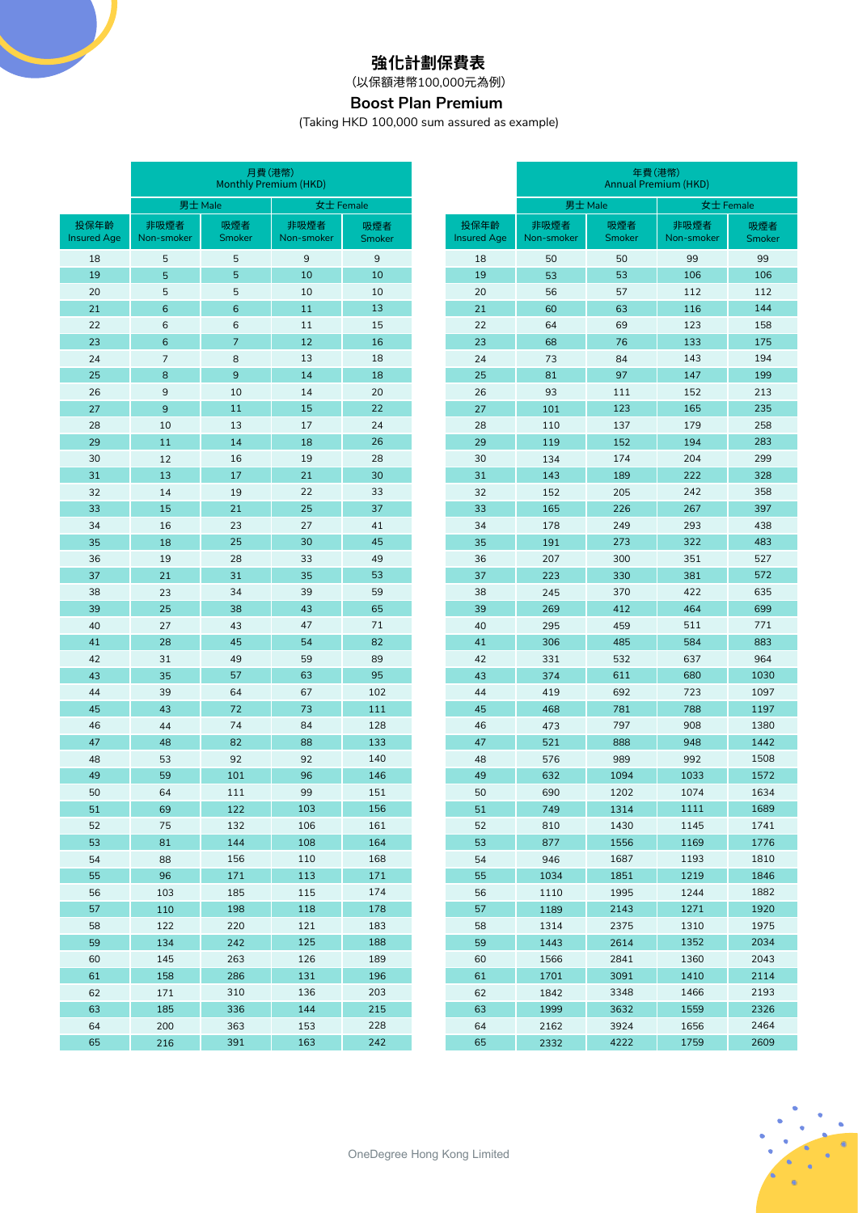## 強化計劃保費表

(以保額港幣100,000元為例)

## Boost Plan Premium

(Taking HKD 100,000 sum assured as example)

| | 月費(港幣) Monthly Premium (HKD) | | | |
|---|---|---|---|---|
| | 男士 Male | | 女士 Female | |
| 投保年齡 Insured Age | 非吸煙者 Non-smoker | 吸煙者 Smoker | 非吸煙者 Non-smoker | 吸煙者 Smoker |
| 18 | 5 | 5 | 9 | 9 |
| 19 | 5 | 5 | 10 | 10 |
| 20 | 5 | 5 | 10 | 10 |
| 21 | 6 | 6 | 11 | 13 |
| 22 | 6 | 6 | 11 | 15 |
| 23 | 6 | 7 | 12 | 16 |
| 24 | 7 | 8 | 13 | 18 |
| 25 | 8 | 9 | 14 | 18 |
| 26 | 9 | 10 | 14 | 20 |
| 27 | 9 | 11 | 15 | 22 |
| 28 | 10 | 13 | 17 | 24 |
| 29 | 11 | 14 | 18 | 26 |
| 30 | 12 | 16 | 19 | 28 |
| 31 | 13 | 17 | 21 | 30 |
| 32 | 14 | 19 | 22 | 33 |
| 33 | 15 | 21 | 25 | 37 |
| 34 | 16 | 23 | 27 | 41 |
| 35 | 18 | 25 | 30 | 45 |
| 36 | 19 | 28 | 33 | 49 |
| 37 | 21 | 31 | 35 | 53 |
| 38 | 23 | 34 | 39 | 59 |
| 39 | 25 | 38 | 43 | 65 |
| 40 | 27 | 43 | 47 | 71 |
| 41 | 28 | 45 | 54 | 82 |
| 42 | 31 | 49 | 59 | 89 |
| 43 | 35 | 57 | 63 | 95 |
| 44 | 39 | 64 | 67 | 102 |
| 45 | 43 | 72 | 73 | 111 |
| 46 | 44 | 74 | 84 | 128 |
| 47 | 48 | 82 | 88 | 133 |
| 48 | 53 | 92 | 92 | 140 |
| 49 | 59 | 101 | 96 | 146 |
| 50 | 64 | 111 | 99 | 151 |
| 51 | 69 | 122 | 103 | 156 |
| 52 | 75 | 132 | 106 | 161 |
| 53 | 81 | 144 | 108 | 164 |
| 54 | 88 | 156 | 110 | 168 |
| 55 | 96 | 171 | 113 | 171 |
| 56 | 103 | 185 | 115 | 174 |
| 57 | 110 | 198 | 118 | 178 |
| 58 | 122 | 220 | 121 | 183 |
| 59 | 134 | 242 | 125 | 188 |
| 60 | 145 | 263 | 126 | 189 |
| 61 | 158 | 286 | 131 | 196 |
| 62 | 171 | 310 | 136 | 203 |
| 63 | 185 | 336 | 144 | 215 |
| 64 | 200 | 363 | 153 | 228 |
| 65 | 216 | 391 | 163 | 242 |

| | 年費(港幣) Annual Premium (HKD) | | | |
|---|---|---|---|---|
| | 男士 Male | | 女士 Female | |
| 投保年齡 Insured Age | 非吸煙者 Non-smoker | 吸煙者 Smoker | 非吸煙者 Non-smoker | 吸煙者 Smoker |
| 18 | 50 | 50 | 99 | 99 |
| 19 | 53 | 53 | 106 | 106 |
| 20 | 56 | 57 | 112 | 112 |
| 21 | 60 | 63 | 116 | 144 |
| 22 | 64 | 69 | 123 | 158 |
| 23 | 68 | 76 | 133 | 175 |
| 24 | 73 | 84 | 143 | 194 |
| 25 | 81 | 97 | 147 | 199 |
| 26 | 93 | 111 | 152 | 213 |
| 27 | 101 | 123 | 165 | 235 |
| 28 | 110 | 137 | 179 | 258 |
| 29 | 119 | 152 | 194 | 283 |
| 30 | 134 | 174 | 204 | 299 |
| 31 | 143 | 189 | 222 | 328 |
| 32 | 152 | 205 | 242 | 358 |
| 33 | 165 | 226 | 267 | 397 |
| 34 | 178 | 249 | 293 | 438 |
| 35 | 191 | 273 | 322 | 483 |
| 36 | 207 | 300 | 351 | 527 |
| 37 | 223 | 330 | 381 | 572 |
| 38 | 245 | 370 | 422 | 635 |
| 39 | 269 | 412 | 464 | 699 |
| 40 | 295 | 459 | 511 | 771 |
| 41 | 306 | 485 | 584 | 883 |
| 42 | 331 | 532 | 637 | 964 |
| 43 | 374 | 611 | 680 | 1030 |
| 44 | 419 | 692 | 723 | 1097 |
| 45 | 468 | 781 | 788 | 1197 |
| 46 | 473 | 797 | 908 | 1380 |
| 47 | 521 | 888 | 948 | 1442 |
| 48 | 576 | 989 | 992 | 1508 |
| 49 | 632 | 1094 | 1033 | 1572 |
| 50 | 690 | 1202 | 1074 | 1634 |
| 51 | 749 | 1314 | 1111 | 1689 |
| 52 | 810 | 1430 | 1145 | 1741 |
| 53 | 877 | 1556 | 1169 | 1776 |
| 54 | 946 | 1687 | 1193 | 1810 |
| 55 | 1034 | 1851 | 1219 | 1846 |
| 56 | 1110 | 1995 | 1244 | 1882 |
| 57 | 1189 | 2143 | 1271 | 1920 |
| 58 | 1314 | 2375 | 1310 | 1975 |
| 59 | 1443 | 2614 | 1352 | 2034 |
| 60 | 1566 | 2841 | 1360 | 2043 |
| 61 | 1701 | 3091 | 1410 | 2114 |
| 62 | 1842 | 3348 | 1466 | 2193 |
| 63 | 1999 | 3632 | 1559 | 2326 |
| 64 | 2162 | 3924 | 1656 | 2464 |
| 65 | 2332 | 4222 | 1759 | 2609 |

OneDegree Hong Kong Limited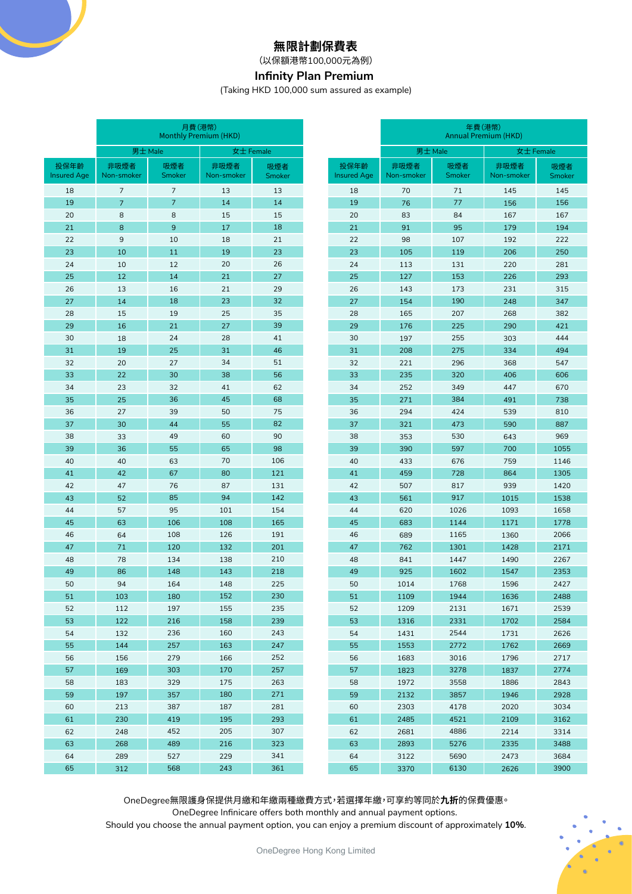# 無限計劃保費表

（以保額港幣100,000元為例）

# Infinity Plan Premium

(Taking HKD 100,000 sum assured as example)

| | 月費(港幣) Monthly Premium (HKD) | | | |
|---|---|---|---|---|
| | 男士 Male | | 女士 Female | |
| 投保年齡 Insured Age | 非吸煙者 Non-smoker | 吸煙者 Smoker | 非吸煙者 Non-smoker | 吸煙者 Smoker |
| 18 | 7 | 7 | 13 | 13 |
| 19 | 7 | 7 | 14 | 14 |
| 20 | 8 | 8 | 15 | 15 |
| 21 | 8 | 9 | 17 | 18 |
| 22 | 9 | 10 | 18 | 21 |
| 23 | 10 | 11 | 19 | 23 |
| 24 | 10 | 12 | 20 | 26 |
| 25 | 12 | 14 | 21 | 27 |
| 26 | 13 | 16 | 21 | 29 |
| 27 | 14 | 18 | 23 | 32 |
| 28 | 15 | 19 | 25 | 35 |
| 29 | 16 | 21 | 27 | 39 |
| 30 | 18 | 24 | 28 | 41 |
| 31 | 19 | 25 | 31 | 46 |
| 32 | 20 | 27 | 34 | 51 |
| 33 | 22 | 30 | 38 | 56 |
| 34 | 23 | 32 | 41 | 62 |
| 35 | 25 | 36 | 45 | 68 |
| 36 | 27 | 39 | 50 | 75 |
| 37 | 30 | 44 | 55 | 82 |
| 38 | 33 | 49 | 60 | 90 |
| 39 | 36 | 55 | 65 | 98 |
| 40 | 40 | 63 | 70 | 106 |
| 41 | 42 | 67 | 80 | 121 |
| 42 | 47 | 76 | 87 | 131 |
| 43 | 52 | 85 | 94 | 142 |
| 44 | 57 | 95 | 101 | 154 |
| 45 | 63 | 106 | 108 | 165 |
| 46 | 64 | 108 | 126 | 191 |
| 47 | 71 | 120 | 132 | 201 |
| 48 | 78 | 134 | 138 | 210 |
| 49 | 86 | 148 | 143 | 218 |
| 50 | 94 | 164 | 148 | 225 |
| 51 | 103 | 180 | 152 | 230 |
| 52 | 112 | 197 | 155 | 235 |
| 53 | 122 | 216 | 158 | 239 |
| 54 | 132 | 236 | 160 | 243 |
| 55 | 144 | 257 | 163 | 247 |
| 56 | 156 | 279 | 166 | 252 |
| 57 | 169 | 303 | 170 | 257 |
| 58 | 183 | 329 | 175 | 263 |
| 59 | 197 | 357 | 180 | 271 |
| 60 | 213 | 387 | 187 | 281 |
| 61 | 230 | 419 | 195 | 293 |
| 62 | 248 | 452 | 205 | 307 |
| 63 | 268 | 489 | 216 | 323 |
| 64 | 289 | 527 | 229 | 341 |
| 65 | 312 | 568 | 243 | 361 |

| | 年費(港幣) Annual Premium (HKD) | | | |
|---|---|---|---|---|
| | 男士 Male | | 女士 Female | |
| 投保年齡 Insured Age | 非吸煙者 Non-smoker | 吸煙者 Smoker | 非吸煙者 Non-smoker | 吸煙者 Smoker |
| 18 | 70 | 71 | 145 | 145 |
| 19 | 76 | 77 | 156 | 156 |
| 20 | 83 | 84 | 167 | 167 |
| 21 | 91 | 95 | 179 | 194 |
| 22 | 98 | 107 | 192 | 222 |
| 23 | 105 | 119 | 206 | 250 |
| 24 | 113 | 131 | 220 | 281 |
| 25 | 127 | 153 | 226 | 293 |
| 26 | 143 | 173 | 231 | 315 |
| 27 | 154 | 190 | 248 | 347 |
| 28 | 165 | 207 | 268 | 382 |
| 29 | 176 | 225 | 290 | 421 |
| 30 | 197 | 255 | 303 | 444 |
| 31 | 208 | 275 | 334 | 494 |
| 32 | 221 | 296 | 368 | 547 |
| 33 | 235 | 320 | 406 | 606 |
| 34 | 252 | 349 | 447 | 670 |
| 35 | 271 | 384 | 491 | 738 |
| 36 | 294 | 424 | 539 | 810 |
| 37 | 321 | 473 | 590 | 887 |
| 38 | 353 | 530 | 643 | 969 |
| 39 | 390 | 597 | 700 | 1055 |
| 40 | 433 | 676 | 759 | 1146 |
| 41 | 459 | 728 | 864 | 1305 |
| 42 | 507 | 817 | 939 | 1420 |
| 43 | 561 | 917 | 1015 | 1538 |
| 44 | 620 | 1026 | 1093 | 1658 |
| 45 | 683 | 1144 | 1171 | 1778 |
| 46 | 689 | 1165 | 1360 | 2066 |
| 47 | 762 | 1301 | 1428 | 2171 |
| 48 | 841 | 1447 | 1490 | 2267 |
| 49 | 925 | 1602 | 1547 | 2353 |
| 50 | 1014 | 1768 | 1596 | 2427 |
| 51 | 1109 | 1944 | 1636 | 2488 |
| 52 | 1209 | 2131 | 1671 | 2539 |
| 53 | 1316 | 2331 | 1702 | 2584 |
| 54 | 1431 | 2544 | 1731 | 2626 |
| 55 | 1553 | 2772 | 1762 | 2669 |
| 56 | 1683 | 3016 | 1796 | 2717 |
| 57 | 1823 | 3278 | 1837 | 2774 |
| 58 | 1972 | 3558 | 1886 | 2843 |
| 59 | 2132 | 3857 | 1946 | 2928 |
| 60 | 2303 | 4178 | 2020 | 3034 |
| 61 | 2485 | 4521 | 2109 | 3162 |
| 62 | 2681 | 4886 | 2214 | 3314 |
| 63 | 2893 | 5276 | 2335 | 3488 |
| 64 | 3122 | 5690 | 2473 | 3684 |
| 65 | 3370 | 6130 | 2626 | 3900 |

OneDegree無限護身保提供月繳和年繳兩種繳費方式，若選擇年繳，可享約等同於**九折**的保費優惠。

OneDegree Infinicare offers both monthly and annual payment options.

Should you choose the annual payment option, you can enjoy a premium discount of approximately **10%**.

OneDegree Hong Kong Limited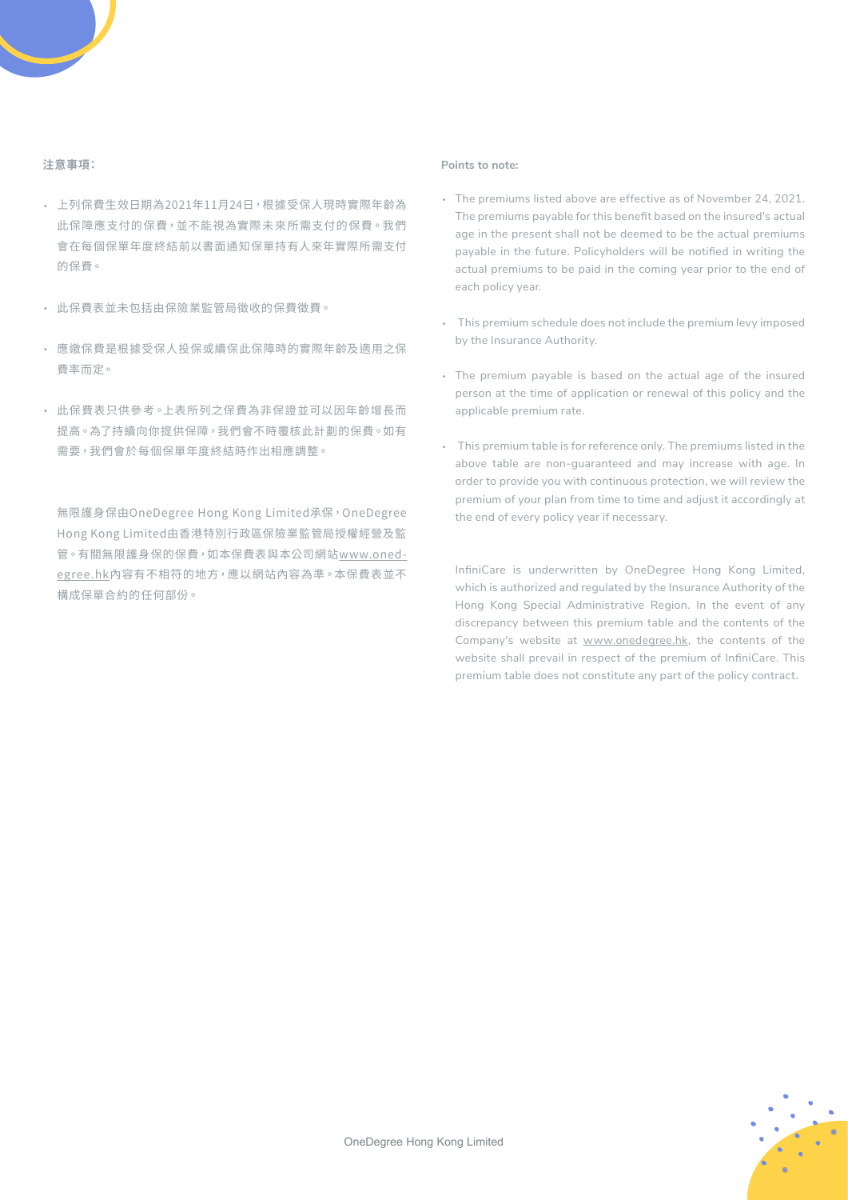**注意事項：**

- 上列保費生效日期為2021年11月24日，根據受保人現時實際年齡為此保障應支付的保費，並不能視為實際未來所需支付的保費。我們會在每個保單年度終結前以書面通知保單持有人來年實際所需支付的保費。
- 此保費表並未包括由保險業監管局徵收的保費徵費。
- 應繳保費是根據受保人投保或續保此保障時的實際年齡及適用之保費率而定。
- 此保費表只供參考。上表所列之保費為非保證並可以因年齡增長而提高。為了持續向你提供保障，我們會不時覆核此計劃的保費。如有需要，我們會於每個保單年度終結時作出相應調整。

無限護身保由OneDegree Hong Kong Limited承保，OneDegree Hong Kong Limited由香港特別行政區保險業監管局授權經營及監管。有關無限護身保的保費，如本保費表與本公司網站www.onedegree.hk內容有不相符的地方，應以網站內容為準。本保費表並不構成保單合約的任何部份。

**Points to note:**

- The premiums listed above are effective as of November 24, 2021. The premiums payable for this benefit based on the insured's actual age in the present shall not be deemed to be the actual premiums payable in the future. Policyholders will be notified in writing the actual premiums to be paid in the coming year prior to the end of each policy year.
- This premium schedule does not include the premium levy imposed by the Insurance Authority.
- The premium payable is based on the actual age of the insured person at the time of application or renewal of this policy and the applicable premium rate.
- This premium table is for reference only. The premiums listed in the above table are non-guaranteed and may increase with age. In order to provide you with continuous protection, we will review the premium of your plan from time to time and adjust it accordingly at the end of every policy year if necessary.

InfiniCare is underwritten by OneDegree Hong Kong Limited, which is authorized and regulated by the Insurance Authority of the Hong Kong Special Administrative Region. In the event of any discrepancy between this premium table and the contents of the Company's website at www.onedegree.hk, the contents of the website shall prevail in respect of the premium of InfiniCare. This premium table does not constitute any part of the policy contract.